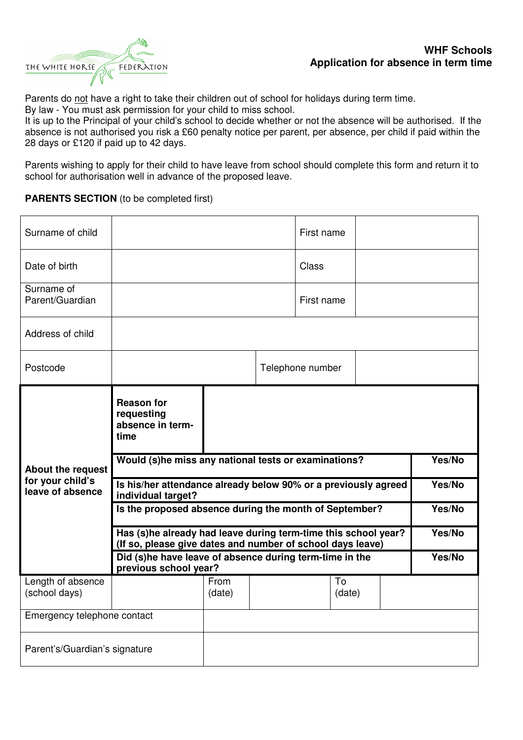THE WHITE HORSE FEDERATION

**WHF Schools**
**Application for absence in term time**

Parents do <u>not</u> have a right to take their children out of school for holidays during term time.
By law - You must ask permission for your child to miss school.
It is up to the Principal of your child's school to decide whether or not the absence will be authorised. If the absence is not authorised you risk a £60 penalty notice per parent, per absence, per child if paid within the 28 days or £120 if paid up to 42 days.

Parents wishing to apply for their child to have leave from school should complete this form and return it to school for authorisation well in advance of the proposed leave.

**PARENTS SECTION** (to be completed first)

| | | | |
|---|---|---|---|
| Surname of child | | First name | |
| Date of birth | | Class | |
| Surname of Parent/Guardian | | First name | |
| Address of child | | | |
| Postcode | | Telephone number | |

| | | |
|---|---|---|
| **About the request for your child's leave of absence** | **Reason for requesting absence in term-time** | |
| | **Would (s)he miss any national tests or examinations?** | **Yes/No** |
| | **Is his/her attendance already below 90% or a previously agreed individual target?** | **Yes/No** |
| | **Is the proposed absence during the month of September?** | **Yes/No** |
| | **Has (s)he already had leave during term-time this school year? (If so, please give dates and number of school days leave)** | **Yes/No** |
| | **Did (s)he have leave of absence during term-time in the previous school year?** | **Yes/No** |

| | | | | | |
|---|---|---|---|---|---|
| Length of absence (school days) | | From (date) | | To (date) | |
| Emergency telephone contact | | | | | |
| Parent's/Guardian's signature | | | | | |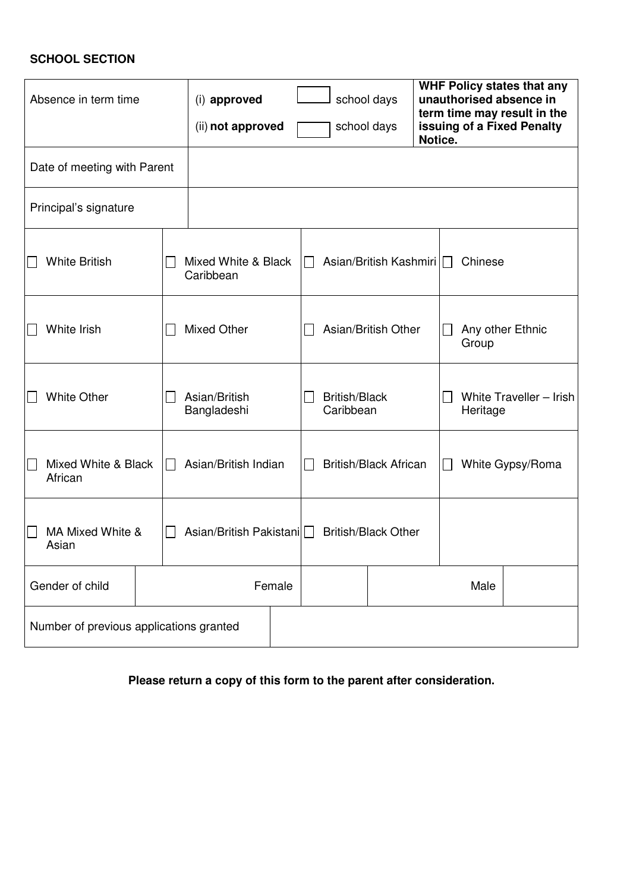**SCHOOL SECTION**

| | | | |
|---|---|---|---|
| Absence in term time | (i) **approved** ☐ school days<br>(ii) **not approved** ☐ school days | | **WHF Policy states that any unauthorised absence in term time may result in the issuing of a Fixed Penalty Notice.** |
| Date of meeting with Parent | | | |
| Principal's signature | | | |

| | | | |
|---|---|---|---|
| ☐ White British | ☐ Mixed White & Black Caribbean | ☐ Asian/British Kashmiri | ☐ Chinese |
| ☐ White Irish | ☐ Mixed Other | ☐ Asian/British Other | ☐ Any other Ethnic Group |
| ☐ White Other | ☐ Asian/British Bangladeshi | ☐ British/Black Caribbean | ☐ White Traveller – Irish Heritage |
| ☐ Mixed White & Black African | ☐ Asian/British Indian | ☐ British/Black African | ☐ White Gypsy/Roma |
| ☐ MA Mixed White & Asian | ☐ Asian/British Pakistani | ☐ British/Black Other | |

| | | | | | |
|---|---|---|---|---|---|
| Gender of child | Female | | | Male | |

| | |
|---|---|
| Number of previous applications granted | |

**Please return a copy of this form to the parent after consideration.**